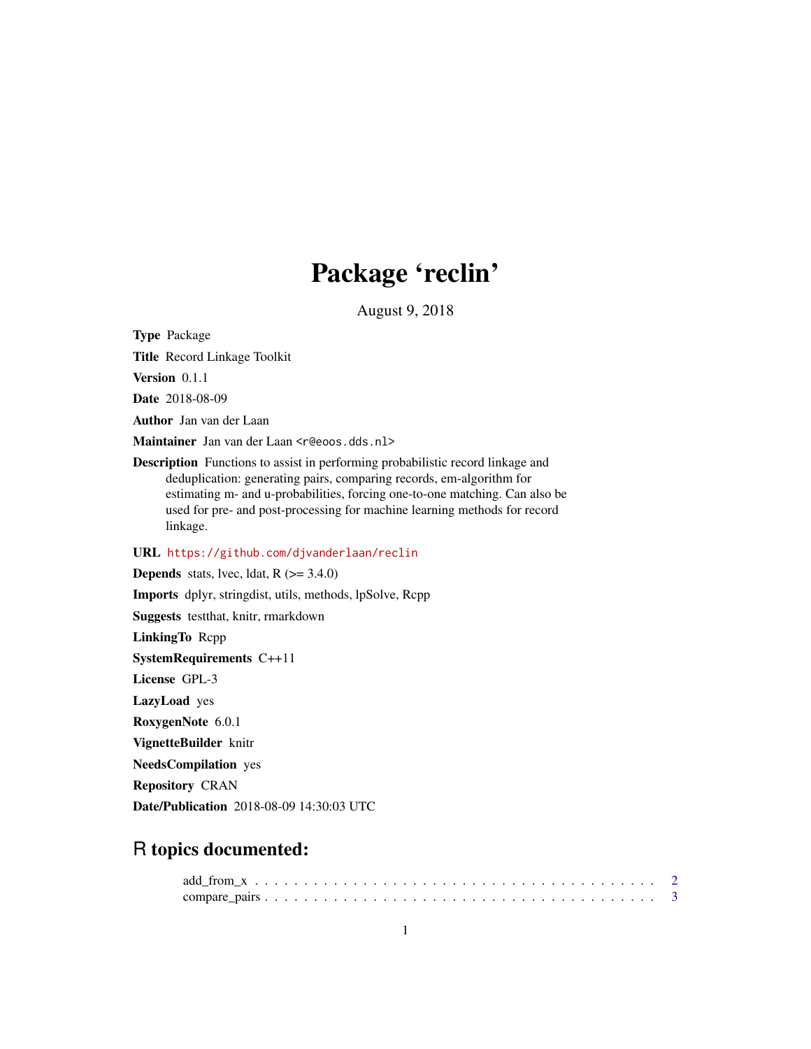# Package 'reclin'

August 9, 2018

**Type** Package

**Title** Record Linkage Toolkit

**Version** 0.1.1

**Date** 2018-08-09

**Author** Jan van der Laan

**Maintainer** Jan van der Laan <r@eoos.dds.nl>

**Description** Functions to assist in performing probabilistic record linkage and deduplication: generating pairs, comparing records, em-algorithm for estimating m- and u-probabilities, forcing one-to-one matching. Can also be used for pre- and post-processing for machine learning methods for record linkage.

**URL** https://github.com/djvanderlaan/reclin

**Depends** stats, lvec, ldat, R (>= 3.4.0)

**Imports** dplyr, stringdist, utils, methods, lpSolve, Rcpp

**Suggests** testthat, knitr, rmarkdown

**LinkingTo** Rcpp

**SystemRequirements** C++11

**License** GPL-3

**LazyLoad** yes

**RoxygenNote** 6.0.1

**VignetteBuilder** knitr

**NeedsCompilation** yes

**Repository** CRAN

**Date/Publication** 2018-08-09 14:30:03 UTC

## R topics documented:

add_from_x . . . . . . . . . . . . . . . . . . . . . . . . . . . . . . . . . . . . . . . . 2
compare_pairs . . . . . . . . . . . . . . . . . . . . . . . . . . . . . . . . . . . . . . . 3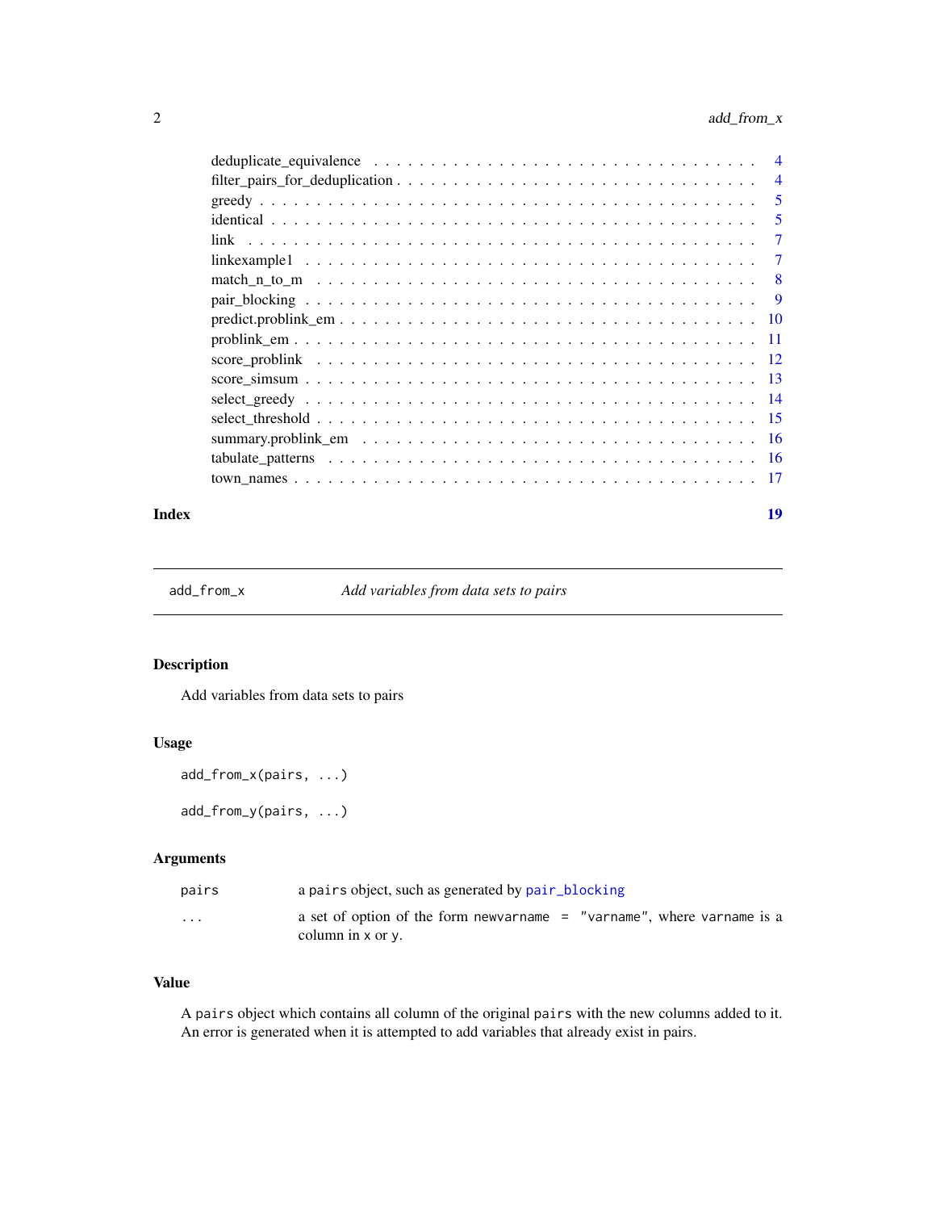deduplicate_equivalence . . . . . . . . . . . . . . . . . . . . . . . . . . . . . . . . . 4
filter_pairs_for_deduplication . . . . . . . . . . . . . . . . . . . . . . . . . . . . . . 4
greedy . . . . . . . . . . . . . . . . . . . . . . . . . . . . . . . . . . . . . . . . 5
identical . . . . . . . . . . . . . . . . . . . . . . . . . . . . . . . . . . . . . . . 5
link . . . . . . . . . . . . . . . . . . . . . . . . . . . . . . . . . . . . . . . . . 7
linkexample1 . . . . . . . . . . . . . . . . . . . . . . . . . . . . . . . . . . . . . 7
match_n_to_m . . . . . . . . . . . . . . . . . . . . . . . . . . . . . . . . . . . . . 8
pair_blocking . . . . . . . . . . . . . . . . . . . . . . . . . . . . . . . . . . . . . 9
predict.problink_em . . . . . . . . . . . . . . . . . . . . . . . . . . . . . . . . . . 10
problink_em . . . . . . . . . . . . . . . . . . . . . . . . . . . . . . . . . . . . . . 11
score_problink . . . . . . . . . . . . . . . . . . . . . . . . . . . . . . . . . . . . 12
score_simsum . . . . . . . . . . . . . . . . . . . . . . . . . . . . . . . . . . . . . 13
select_greedy . . . . . . . . . . . . . . . . . . . . . . . . . . . . . . . . . . . . . 14
select_threshold . . . . . . . . . . . . . . . . . . . . . . . . . . . . . . . . . . . . 15
summary.problink_em . . . . . . . . . . . . . . . . . . . . . . . . . . . . . . . . . 16
tabulate_patterns . . . . . . . . . . . . . . . . . . . . . . . . . . . . . . . . . . . 16
town_names . . . . . . . . . . . . . . . . . . . . . . . . . . . . . . . . . . . . . . 17

**Index** **19**

---

## add_from_x — *Add variables from data sets to pairs*

### Description

Add variables from data sets to pairs

### Usage

```
add_from_x(pairs, ...)

add_from_y(pairs, ...)
```

### Arguments

| | |
|---|---|
| `pairs` | a `pairs` object, such as generated by `pair_blocking` |
| `...` | a set of option of the form `newvarname = "varname"`, where `varname` is a column in `x` or `y`. |

### Value

A `pairs` object which contains all column of the original `pairs` with the new columns added to it. An error is generated when it is attempted to add variables that already exist in pairs.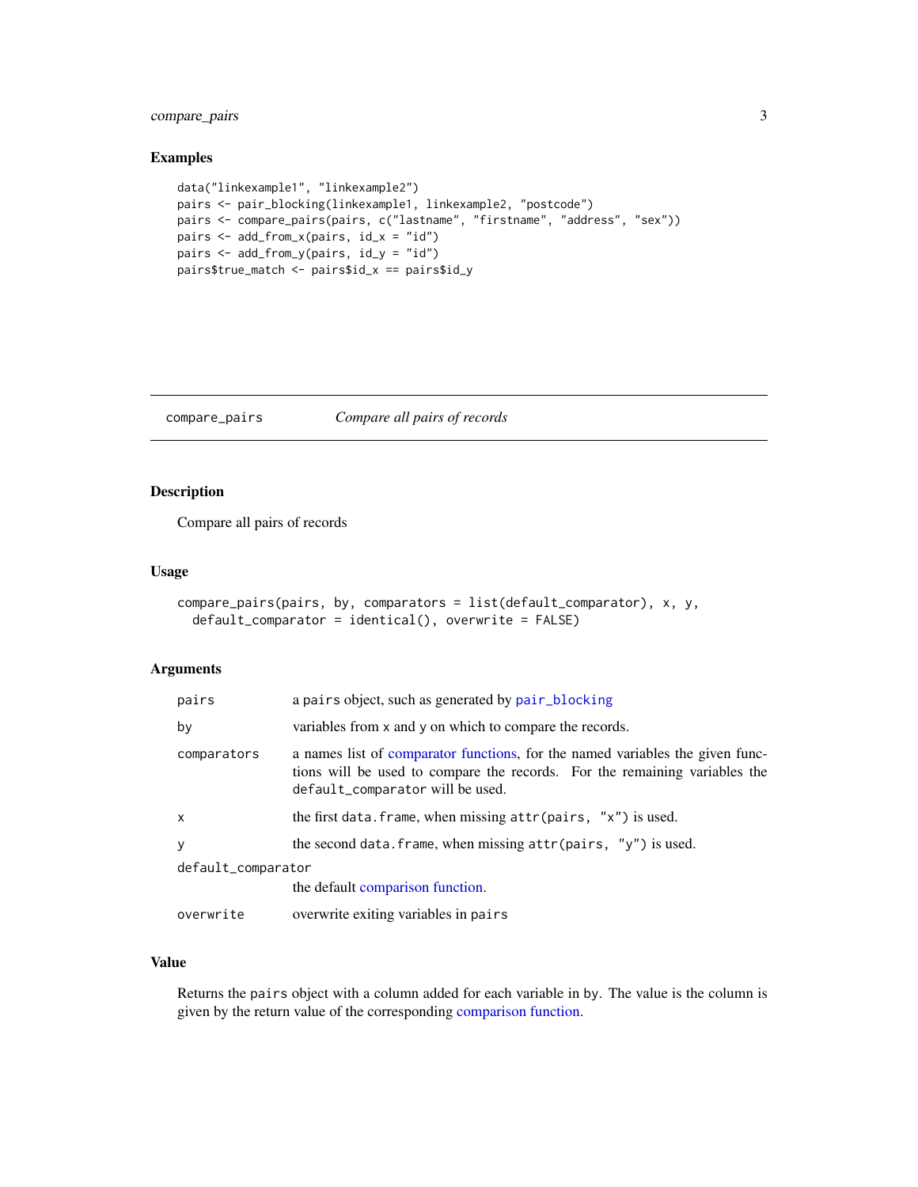## Examples

```
data("linkexample1", "linkexample2")
pairs <- pair_blocking(linkexample1, linkexample2, "postcode")
pairs <- compare_pairs(pairs, c("lastname", "firstname", "address", "sex"))
pairs <- add_from_x(pairs, id_x = "id")
pairs <- add_from_y(pairs, id_y = "id")
pairs$true_match <- pairs$id_x == pairs$id_y
```

---

# compare_pairs — *Compare all pairs of records*

## Description

Compare all pairs of records

## Usage

```
compare_pairs(pairs, by, comparators = list(default_comparator), x, y,
  default_comparator = identical(), overwrite = FALSE)
```

## Arguments

| Argument | Description |
|---|---|
| `pairs` | a `pairs` object, such as generated by `pair_blocking` |
| `by` | variables from `x` and `y` on which to compare the records. |
| `comparators` | a names list of comparator functions, for the named variables the given functions will be used to compare the records. For the remaining variables the `default_comparator` will be used. |
| `x` | the first `data.frame`, when missing `attr(pairs, "x")` is used. |
| `y` | the second `data.frame`, when missing `attr(pairs, "y")` is used. |
| `default_comparator` | the default comparison function. |
| `overwrite` | overwrite exiting variables in `pairs` |

## Value

Returns the `pairs` object with a column added for each variable in `by`. The value is the column is given by the return value of the corresponding comparison function.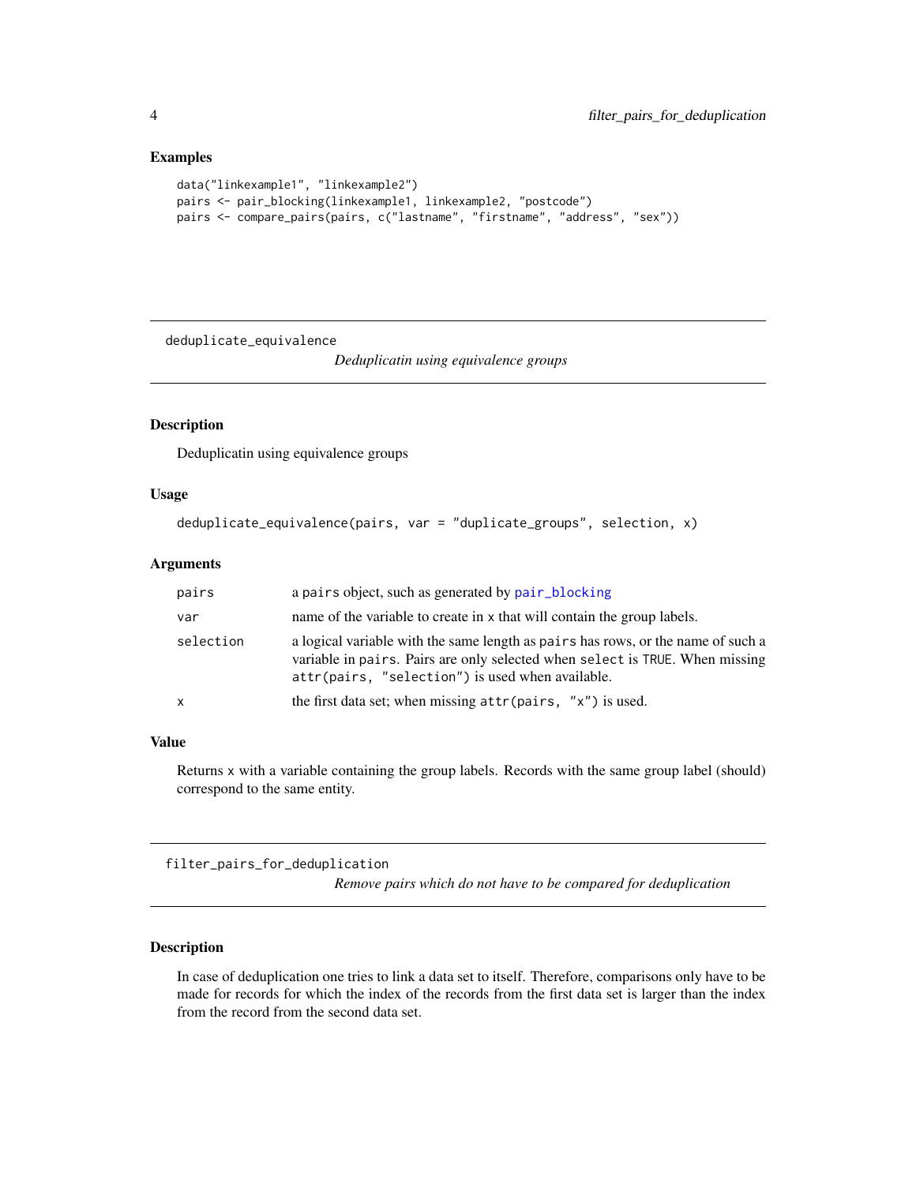## Examples

```
data("linkexample1", "linkexample2")
pairs <- pair_blocking(linkexample1, linkexample2, "postcode")
pairs <- compare_pairs(pairs, c("lastname", "firstname", "address", "sex"))
```

---

# deduplicate_equivalence

*Deduplicatin using equivalence groups*

## Description

Deduplicatin using equivalence groups

## Usage

```
deduplicate_equivalence(pairs, var = "duplicate_groups", selection, x)
```

## Arguments

| | |
|---|---|
| `pairs` | a `pairs` object, such as generated by `pair_blocking` |
| `var` | name of the variable to create in x that will contain the group labels. |
| `selection` | a logical variable with the same length as `pairs` has rows, or the name of such a variable in `pairs`. Pairs are only selected when `select` is `TRUE`. When missing `attr(pairs, "selection")` is used when available. |
| `x` | the first data set; when missing `attr(pairs, "x")` is used. |

## Value

Returns `x` with a variable containing the group labels. Records with the same group label (should) correspond to the same entity.

---

# filter_pairs_for_deduplication

*Remove pairs which do not have to be compared for deduplication*

## Description

In case of deduplication one tries to link a data set to itself. Therefore, comparisons only have to be made for records for which the index of the records from the first data set is larger than the index from the record from the second data set.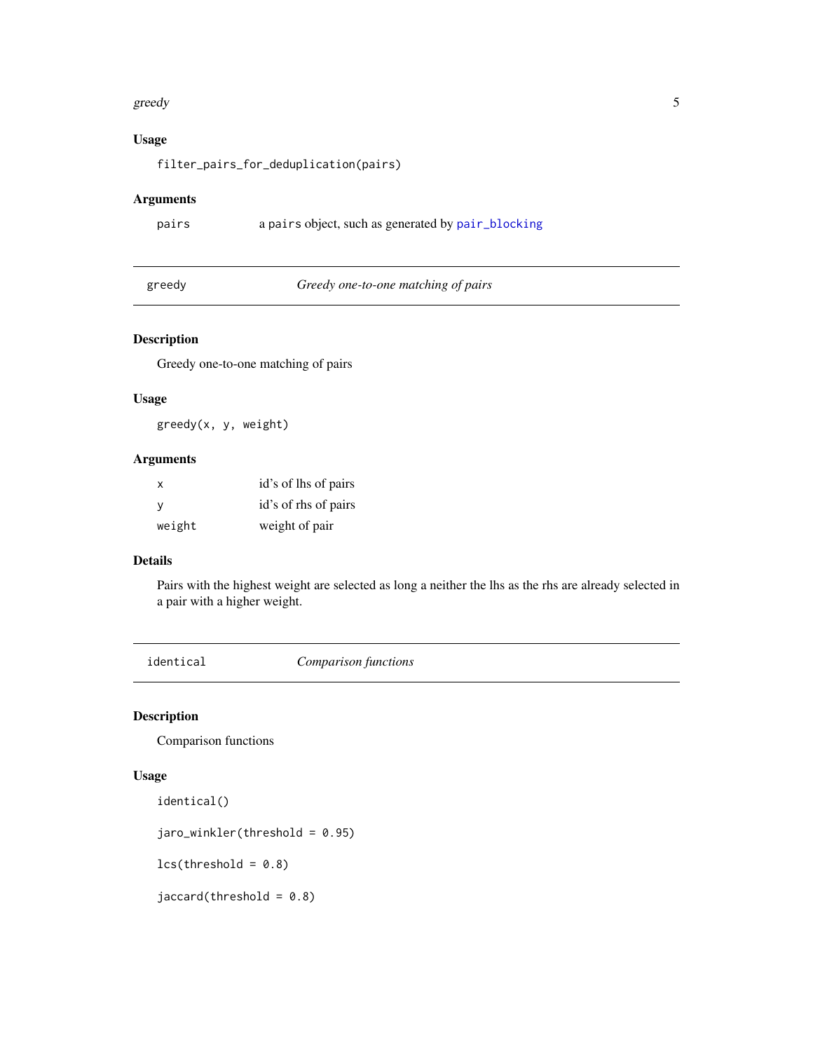### Usage

```
filter_pairs_for_deduplication(pairs)
```

### Arguments

| | |
|---|---|
| pairs | a pairs object, such as generated by pair_blocking |

---

## greedy — *Greedy one-to-one matching of pairs*

---

### Description

Greedy one-to-one matching of pairs

### Usage

```
greedy(x, y, weight)
```

### Arguments

| | |
|---|---|
| x | id's of lhs of pairs |
| y | id's of rhs of pairs |
| weight | weight of pair |

### Details

Pairs with the highest weight are selected as long a neither the lhs as the rhs are already selected in a pair with a higher weight.

---

## identical — *Comparison functions*

---

### Description

Comparison functions

### Usage

```
identical()

jaro_winkler(threshold = 0.95)

lcs(threshold = 0.8)

jaccard(threshold = 0.8)
```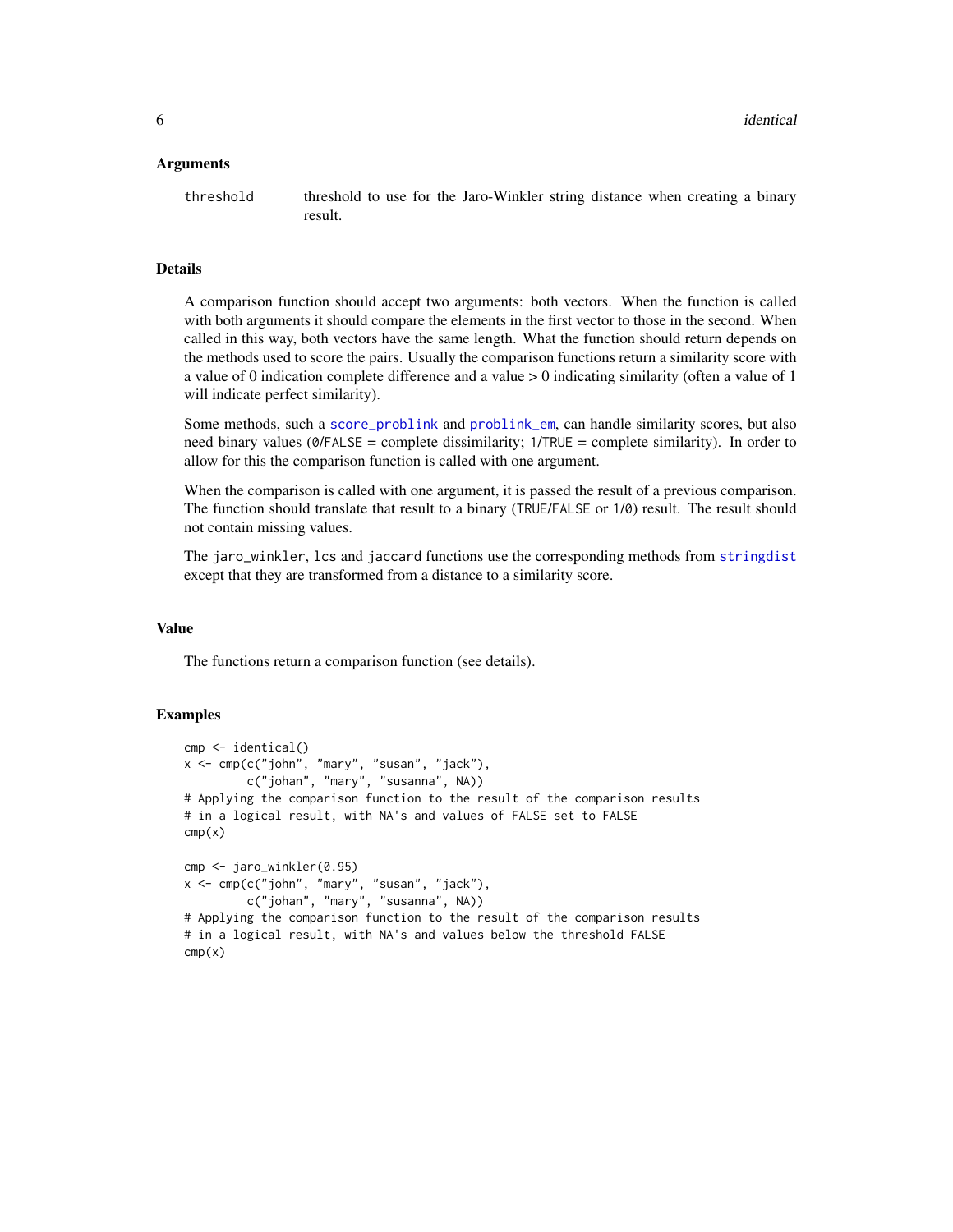### Arguments

`threshold` threshold to use for the Jaro-Winkler string distance when creating a binary result.

### Details

A comparison function should accept two arguments: both vectors. When the function is called with both arguments it should compare the elements in the first vector to those in the second. When called in this way, both vectors have the same length. What the function should return depends on the methods used to score the pairs. Usually the comparison functions return a similarity score with a value of 0 indication complete difference and a value > 0 indicating similarity (often a value of 1 will indicate perfect similarity).

Some methods, such a `score_problink` and `problink_em`, can handle similarity scores, but also need binary values (`0`/`FALSE` = complete dissimilarity; `1`/`TRUE` = complete similarity). In order to allow for this the comparison function is called with one argument.

When the comparison is called with one argument, it is passed the result of a previous comparison. The function should translate that result to a binary (`TRUE`/`FALSE` or `1`/`0`) result. The result should not contain missing values.

The `jaro_winkler`, `lcs` and `jaccard` functions use the corresponding methods from `stringdist` except that they are transformed from a distance to a similarity score.

### Value

The functions return a comparison function (see details).

### Examples

```
cmp <- identical()
x <- cmp(c("john", "mary", "susan", "jack"),
         c("johan", "mary", "susanna", NA))
# Applying the comparison function to the result of the comparison results
# in a logical result, with NA's and values of FALSE set to FALSE
cmp(x)

cmp <- jaro_winkler(0.95)
x <- cmp(c("john", "mary", "susan", "jack"),
         c("johan", "mary", "susanna", NA))
# Applying the comparison function to the result of the comparison results
# in a logical result, with NA's and values below the threshold FALSE
cmp(x)
```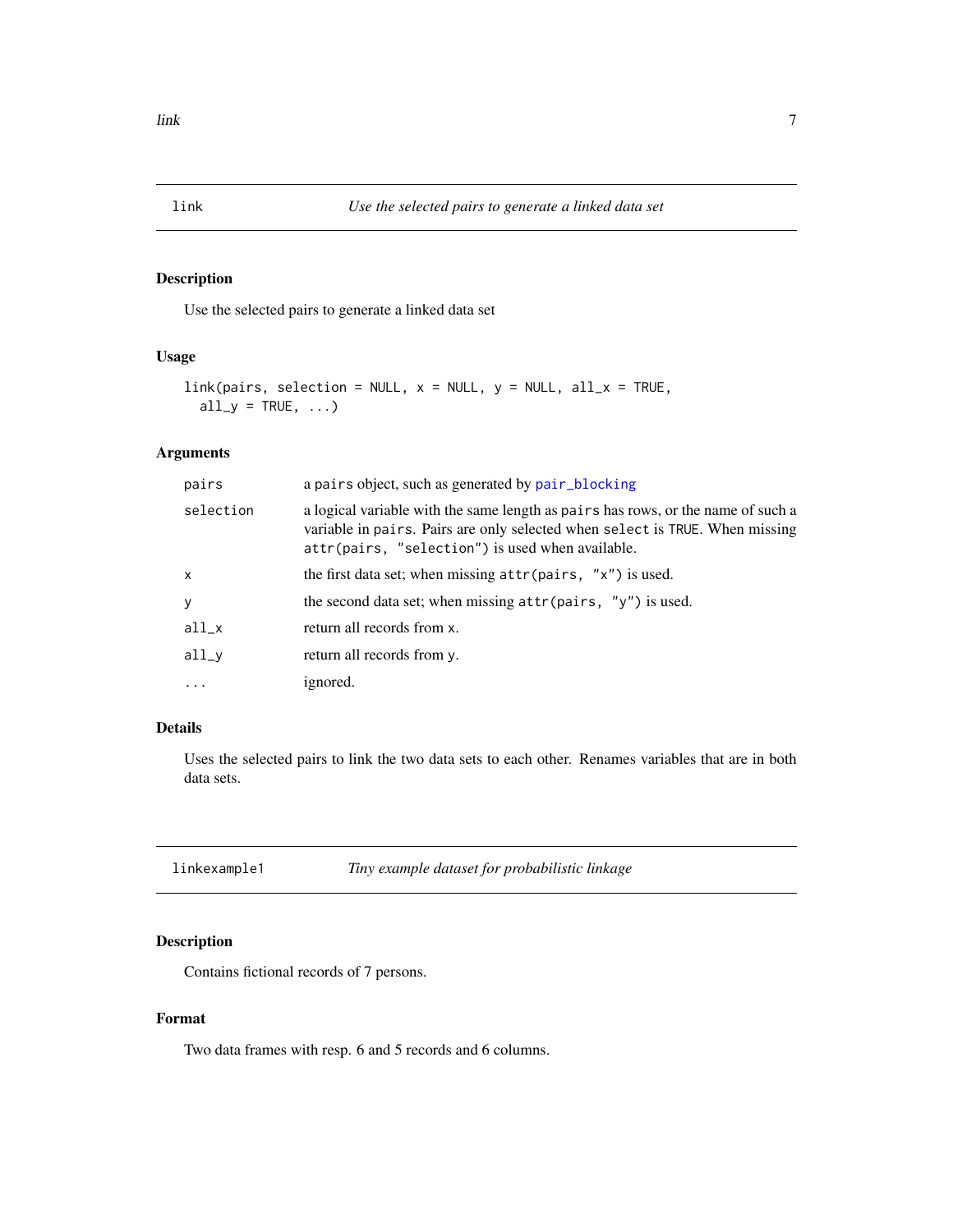## link — *Use the selected pairs to generate a linked data set*

### Description

Use the selected pairs to generate a linked data set

### Usage

```
link(pairs, selection = NULL, x = NULL, y = NULL, all_x = TRUE,
  all_y = TRUE, ...)
```

### Arguments

| | |
|---|---|
| `pairs` | a `pairs` object, such as generated by `pair_blocking` |
| `selection` | a logical variable with the same length as `pairs` has rows, or the name of such a variable in `pairs`. Pairs are only selected when `select` is `TRUE`. When missing `attr(pairs, "selection")` is used when available. |
| `x` | the first data set; when missing `attr(pairs, "x")` is used. |
| `y` | the second data set; when missing `attr(pairs, "y")` is used. |
| `all_x` | return all records from `x`. |
| `all_y` | return all records from `y`. |
| `...` | ignored. |

### Details

Uses the selected pairs to link the two data sets to each other. Renames variables that are in both data sets.

## linkexample1 — *Tiny example dataset for probabilistic linkage*

### Description

Contains fictional records of 7 persons.

### Format

Two data frames with resp. 6 and 5 records and 6 columns.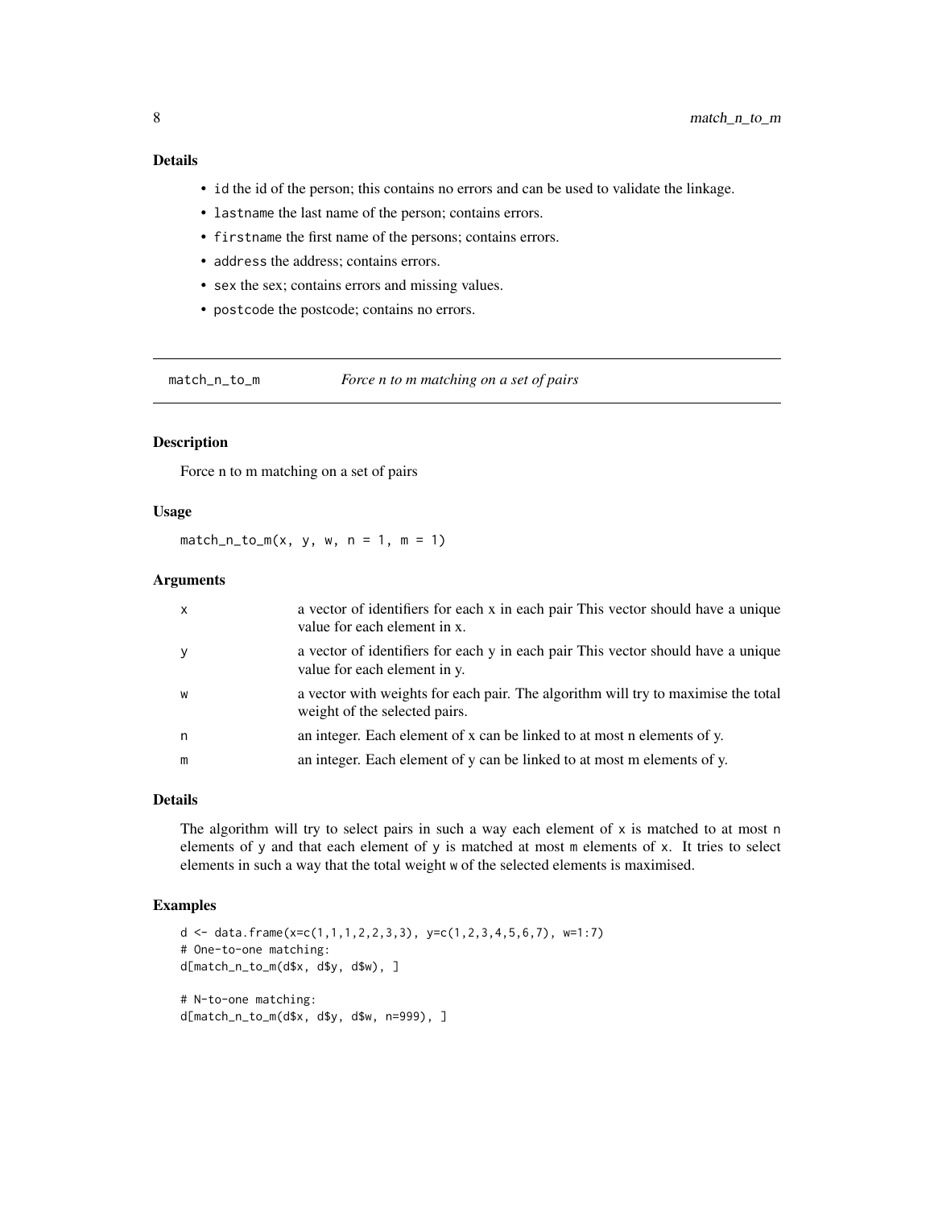### Details

- `id` the id of the person; this contains no errors and can be used to validate the linkage.
- `lastname` the last name of the person; contains errors.
- `firstname` the first name of the persons; contains errors.
- `address` the address; contains errors.
- `sex` the sex; contains errors and missing values.
- `postcode` the postcode; contains no errors.

---

## match_n_to_m — *Force n to m matching on a set of pairs*

### Description

Force n to m matching on a set of pairs

### Usage

```
match_n_to_m(x, y, w, n = 1, m = 1)
```

### Arguments

| | |
|---|---|
| x | a vector of identifiers for each x in each pair This vector should have a unique value for each element in x. |
| y | a vector of identifiers for each y in each pair This vector should have a unique value for each element in y. |
| w | a vector with weights for each pair. The algorithm will try to maximise the total weight of the selected pairs. |
| n | an integer. Each element of x can be linked to at most n elements of y. |
| m | an integer. Each element of y can be linked to at most m elements of y. |

### Details

The algorithm will try to select pairs in such a way each element of `x` is matched to at most `n` elements of `y` and that each element of `y` is matched at most `m` elements of `x`. It tries to select elements in such a way that the total weight `w` of the selected elements is maximised.

### Examples

```
d <- data.frame(x=c(1,1,1,2,2,3,3), y=c(1,2,3,4,5,6,7), w=1:7)
# One-to-one matching:
d[match_n_to_m(d$x, d$y, d$w), ]

# N-to-one matching:
d[match_n_to_m(d$x, d$y, d$w, n=999), ]
```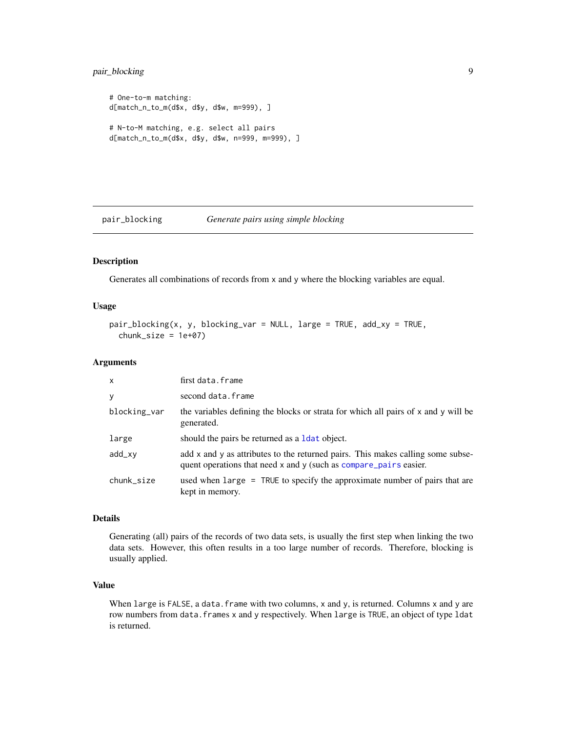```
# One-to-m matching:
d[match_n_to_m(d$x, d$y, d$w, m=999), ]

# N-to-M matching, e.g. select all pairs
d[match_n_to_m(d$x, d$y, d$w, n=999, m=999), ]
```

## pair_blocking *Generate pairs using simple blocking*

### Description

Generates all combinations of records from x and y where the blocking variables are equal.

### Usage

```
pair_blocking(x, y, blocking_var = NULL, large = TRUE, add_xy = TRUE,
  chunk_size = 1e+07)
```

### Arguments

| | |
|---|---|
| x | first data.frame |
| y | second data.frame |
| blocking_var | the variables defining the blocks or strata for which all pairs of x and y will be generated. |
| large | should the pairs be returned as a ldat object. |
| add_xy | add x and y as attributes to the returned pairs. This makes calling some subsequent operations that need x and y (such as compare_pairs easier. |
| chunk_size | used when large = TRUE to specify the approximate number of pairs that are kept in memory. |

### Details

Generating (all) pairs of the records of two data sets, is usually the first step when linking the two data sets. However, this often results in a too large number of records. Therefore, blocking is usually applied.

### Value

When large is FALSE, a data.frame with two columns, x and y, is returned. Columns x and y are row numbers from data.frames x and y respectively. When large is TRUE, an object of type ldat is returned.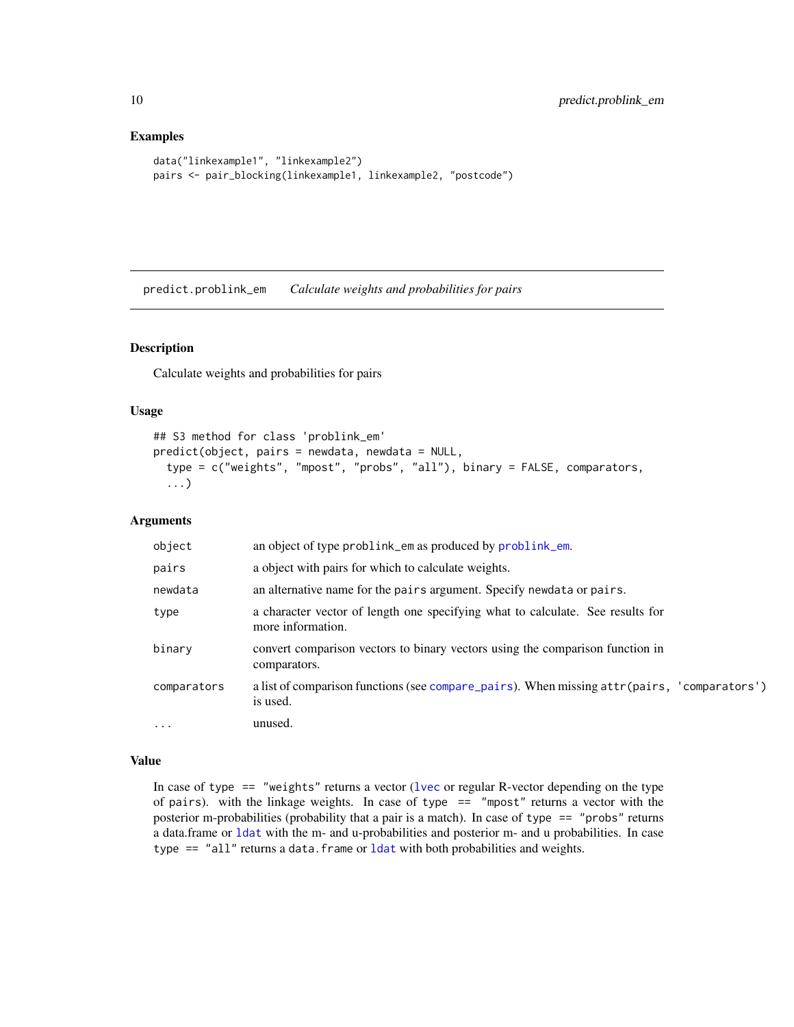## Examples

```
data("linkexample1", "linkexample2")
pairs <- pair_blocking(linkexample1, linkexample2, "postcode")
```

---

# predict.problink_em — *Calculate weights and probabilities for pairs*

---

### Description

Calculate weights and probabilities for pairs

### Usage

```
## S3 method for class 'problink_em'
predict(object, pairs = newdata, newdata = NULL,
  type = c("weights", "mpost", "probs", "all"), binary = FALSE, comparators,
  ...)
```

### Arguments

| | |
|---|---|
| `object` | an object of type `problink_em` as produced by `problink_em`. |
| `pairs` | a object with pairs for which to calculate weights. |
| `newdata` | an alternative name for the `pairs` argument. Specify `newdata` or `pairs`. |
| `type` | a character vector of length one specifying what to calculate. See results for more information. |
| `binary` | convert comparison vectors to binary vectors using the comparison function in comparators. |
| `comparators` | a list of comparison functions (see `compare_pairs`). When missing `attr(pairs, 'comparators')` is used. |
| `...` | unused. |

### Value

In case of `type == "weights"` returns a vector (`lvec` or regular R-vector depending on the type of pairs). with the linkage weights. In case of `type == "mpost"` returns a vector with the posterior m-probabilities (probability that a pair is a match). In case of `type == "probs"` returns a data.frame or `ldat` with the m- and u-probabilities and posterior m- and u probabilities. In case `type == "all"` returns a `data.frame` or `ldat` with both probabilities and weights.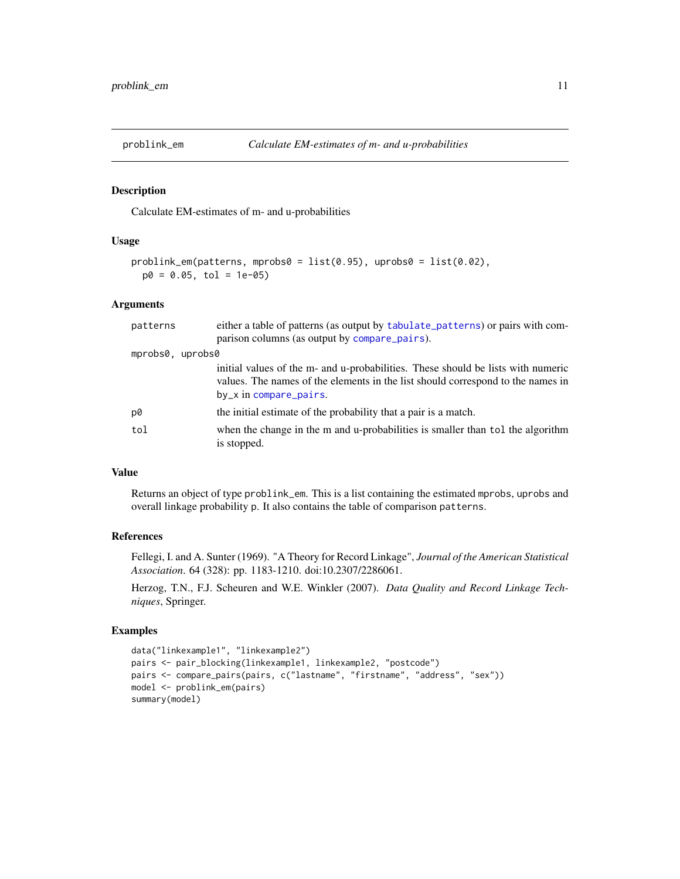# problink_em — *Calculate EM-estimates of m- and u-probabilities*

## Description

Calculate EM-estimates of m- and u-probabilities

## Usage

```
problink_em(patterns, mprobs0 = list(0.95), uprobs0 = list(0.02),
  p0 = 0.05, tol = 1e-05)
```

## Arguments

| | |
|---|---|
| `patterns` | either a table of patterns (as output by `tabulate_patterns`) or pairs with comparison columns (as output by `compare_pairs`). |
| `mprobs0, uprobs0` | initial values of the m- and u-probabilities. These should be lists with numeric values. The names of the elements in the list should correspond to the names in `by_x` in `compare_pairs`. |
| `p0` | the initial estimate of the probability that a pair is a match. |
| `tol` | when the change in the m and u-probabilities is smaller than `tol` the algorithm is stopped. |

## Value

Returns an object of type `problink_em`. This is a list containing the estimated `mprobs`, `uprobs` and overall linkage probability `p`. It also contains the table of comparison `patterns`.

## References

Fellegi, I. and A. Sunter (1969). "A Theory for Record Linkage", *Journal of the American Statistical Association*. 64 (328): pp. 1183-1210. doi:10.2307/2286061.

Herzog, T.N., F.J. Scheuren and W.E. Winkler (2007). *Data Quality and Record Linkage Techniques*, Springer.

## Examples

```
data("linkexample1", "linkexample2")
pairs <- pair_blocking(linkexample1, linkexample2, "postcode")
pairs <- compare_pairs(pairs, c("lastname", "firstname", "address", "sex"))
model <- problink_em(pairs)
summary(model)
```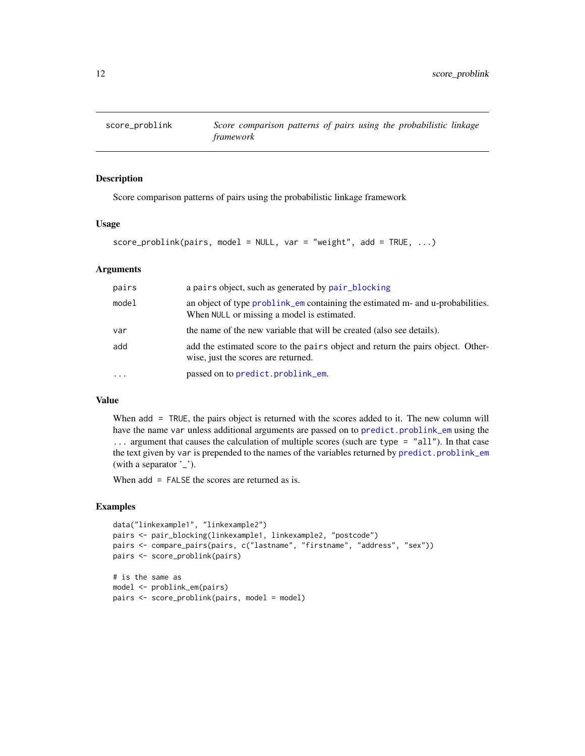# score_problink

*Score comparison patterns of pairs using the probabilistic linkage framework*

## Description

Score comparison patterns of pairs using the probabilistic linkage framework

## Usage

```
score_problink(pairs, model = NULL, var = "weight", add = TRUE, ...)
```

## Arguments

| | |
|---|---|
| pairs | a pairs object, such as generated by pair_blocking |
| model | an object of type problink_em containing the estimated m- and u-probabilities. When NULL or missing a model is estimated. |
| var | the name of the new variable that will be created (also see details). |
| add | add the estimated score to the pairs object and return the pairs object. Otherwise, just the scores are returned. |
| ... | passed on to predict.problink_em. |

## Value

When add = TRUE, the pairs object is returned with the scores added to it. The new column will have the name var unless additional arguments are passed on to predict.problink_em using the ... argument that causes the calculation of multiple scores (such are type = "all"). In that case the text given by var is prepended to the names of the variables returned by predict.problink_em (with a separator '_').

When add = FALSE the scores are returned as is.

## Examples

```
data("linkexample1", "linkexample2")
pairs <- pair_blocking(linkexample1, linkexample2, "postcode")
pairs <- compare_pairs(pairs, c("lastname", "firstname", "address", "sex"))
pairs <- score_problink(pairs)

# is the same as
model <- problink_em(pairs)
pairs <- score_problink(pairs, model = model)
```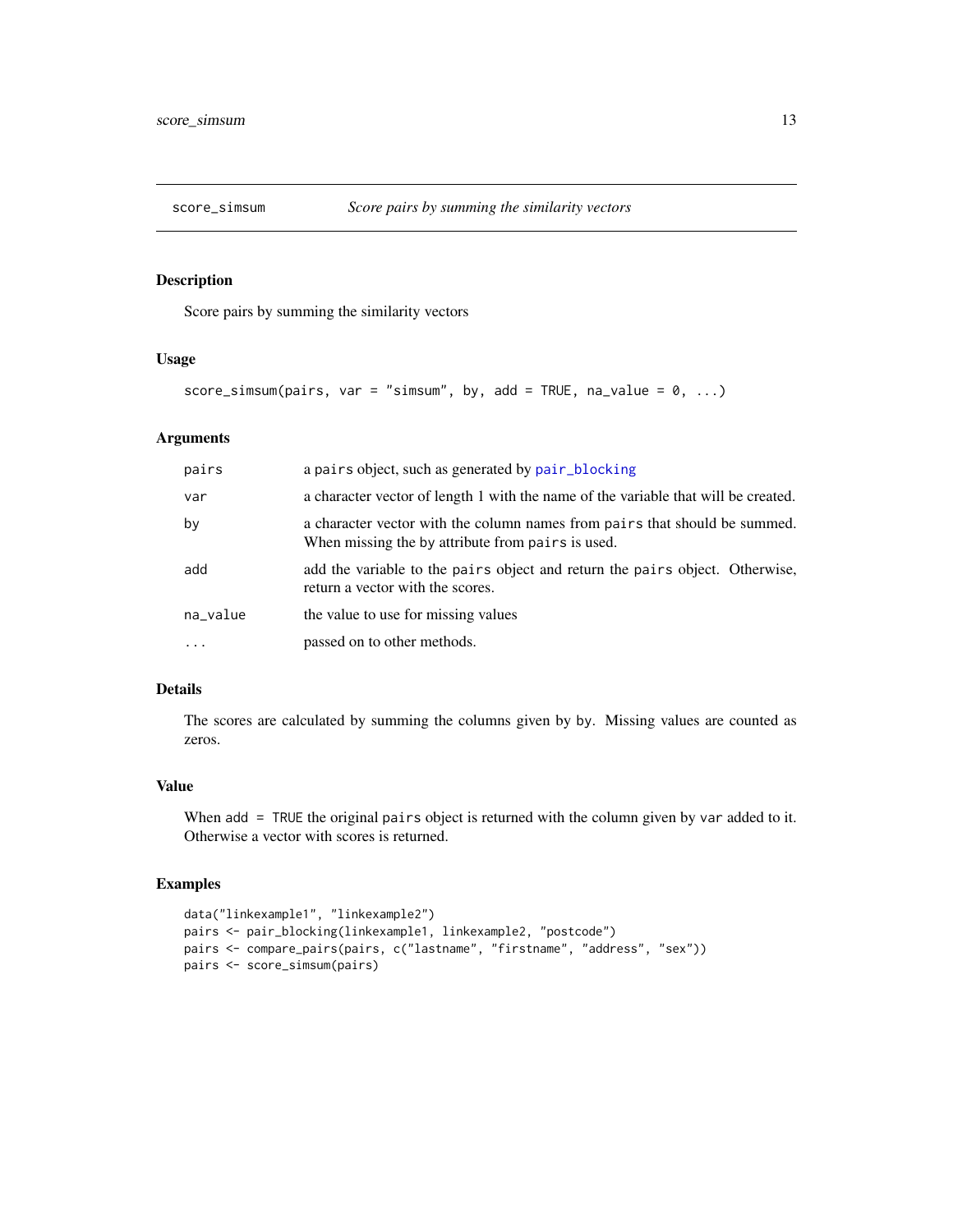## score_simsum — *Score pairs by summing the similarity vectors*

### Description

Score pairs by summing the similarity vectors

### Usage

```
score_simsum(pairs, var = "simsum", by, add = TRUE, na_value = 0, ...)
```

### Arguments

| | |
|---|---|
| pairs | a pairs object, such as generated by pair_blocking |
| var | a character vector of length 1 with the name of the variable that will be created. |
| by | a character vector with the column names from pairs that should be summed. When missing the by attribute from pairs is used. |
| add | add the variable to the pairs object and return the pairs object. Otherwise, return a vector with the scores. |
| na_value | the value to use for missing values |
| ... | passed on to other methods. |

### Details

The scores are calculated by summing the columns given by by. Missing values are counted as zeros.

### Value

When add = TRUE the original pairs object is returned with the column given by var added to it. Otherwise a vector with scores is returned.

### Examples

```
data("linkexample1", "linkexample2")
pairs <- pair_blocking(linkexample1, linkexample2, "postcode")
pairs <- compare_pairs(pairs, c("lastname", "firstname", "address", "sex"))
pairs <- score_simsum(pairs)
```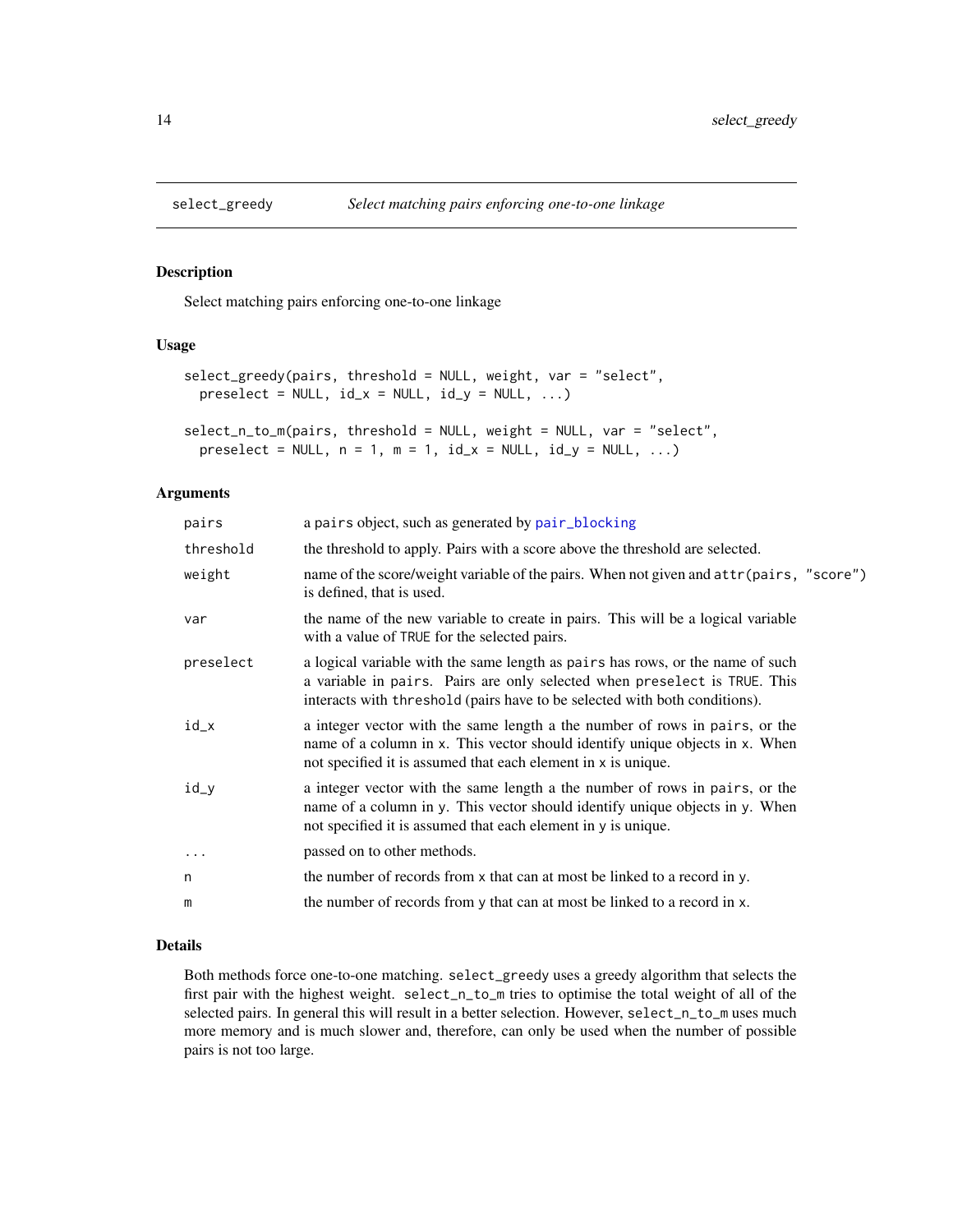## select_greedy — *Select matching pairs enforcing one-to-one linkage*

### Description

Select matching pairs enforcing one-to-one linkage

### Usage

```
select_greedy(pairs, threshold = NULL, weight, var = "select",
  preselect = NULL, id_x = NULL, id_y = NULL, ...)

select_n_to_m(pairs, threshold = NULL, weight = NULL, var = "select",
  preselect = NULL, n = 1, m = 1, id_x = NULL, id_y = NULL, ...)
```

### Arguments

| Argument | Description |
|---|---|
| `pairs` | a `pairs` object, such as generated by `pair_blocking` |
| `threshold` | the threshold to apply. Pairs with a score above the threshold are selected. |
| `weight` | name of the score/weight variable of the pairs. When not given and `attr(pairs, "score")` is defined, that is used. |
| `var` | the name of the new variable to create in pairs. This will be a logical variable with a value of `TRUE` for the selected pairs. |
| `preselect` | a logical variable with the same length as `pairs` has rows, or the name of such a variable in `pairs`. Pairs are only selected when `preselect` is `TRUE`. This interacts with `threshold` (pairs have to be selected with both conditions). |
| `id_x` | a integer vector with the same length a the number of rows in `pairs`, or the name of a column in `x`. This vector should identify unique objects in `x`. When not specified it is assumed that each element in `x` is unique. |
| `id_y` | a integer vector with the same length a the number of rows in `pairs`, or the name of a column in `y`. This vector should identify unique objects in `y`. When not specified it is assumed that each element in `y` is unique. |
| `...` | passed on to other methods. |
| `n` | the number of records from `x` that can at most be linked to a record in `y`. |
| `m` | the number of records from `y` that can at most be linked to a record in `x`. |

### Details

Both methods force one-to-one matching. `select_greedy` uses a greedy algorithm that selects the first pair with the highest weight. `select_n_to_m` tries to optimise the total weight of all of the selected pairs. In general this will result in a better selection. However, `select_n_to_m` uses much more memory and is much slower and, therefore, can only be used when the number of possible pairs is not too large.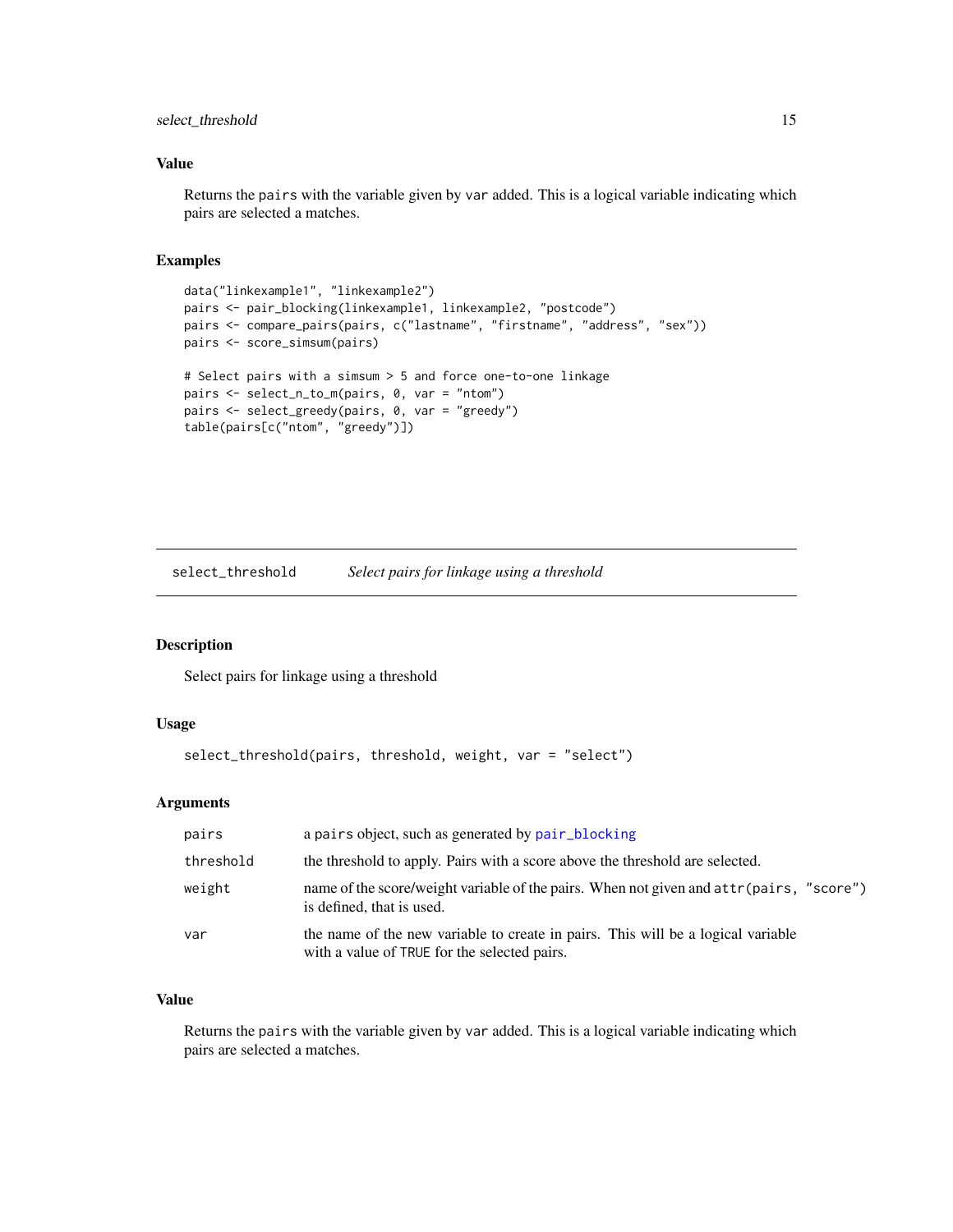## Value

Returns the pairs with the variable given by var added. This is a logical variable indicating which pairs are selected a matches.

## Examples

```
data("linkexample1", "linkexample2")
pairs <- pair_blocking(linkexample1, linkexample2, "postcode")
pairs <- compare_pairs(pairs, c("lastname", "firstname", "address", "sex"))
pairs <- score_simsum(pairs)

# Select pairs with a simsum > 5 and force one-to-one linkage
pairs <- select_n_to_m(pairs, 0, var = "ntom")
pairs <- select_greedy(pairs, 0, var = "greedy")
table(pairs[c("ntom", "greedy")])
```

---

# select_threshold — *Select pairs for linkage using a threshold*

## Description

Select pairs for linkage using a threshold

## Usage

```
select_threshold(pairs, threshold, weight, var = "select")
```

## Arguments

| | |
|---|---|
| pairs | a pairs object, such as generated by pair_blocking |
| threshold | the threshold to apply. Pairs with a score above the threshold are selected. |
| weight | name of the score/weight variable of the pairs. When not given and attr(pairs, "score") is defined, that is used. |
| var | the name of the new variable to create in pairs. This will be a logical variable with a value of TRUE for the selected pairs. |

## Value

Returns the pairs with the variable given by var added. This is a logical variable indicating which pairs are selected a matches.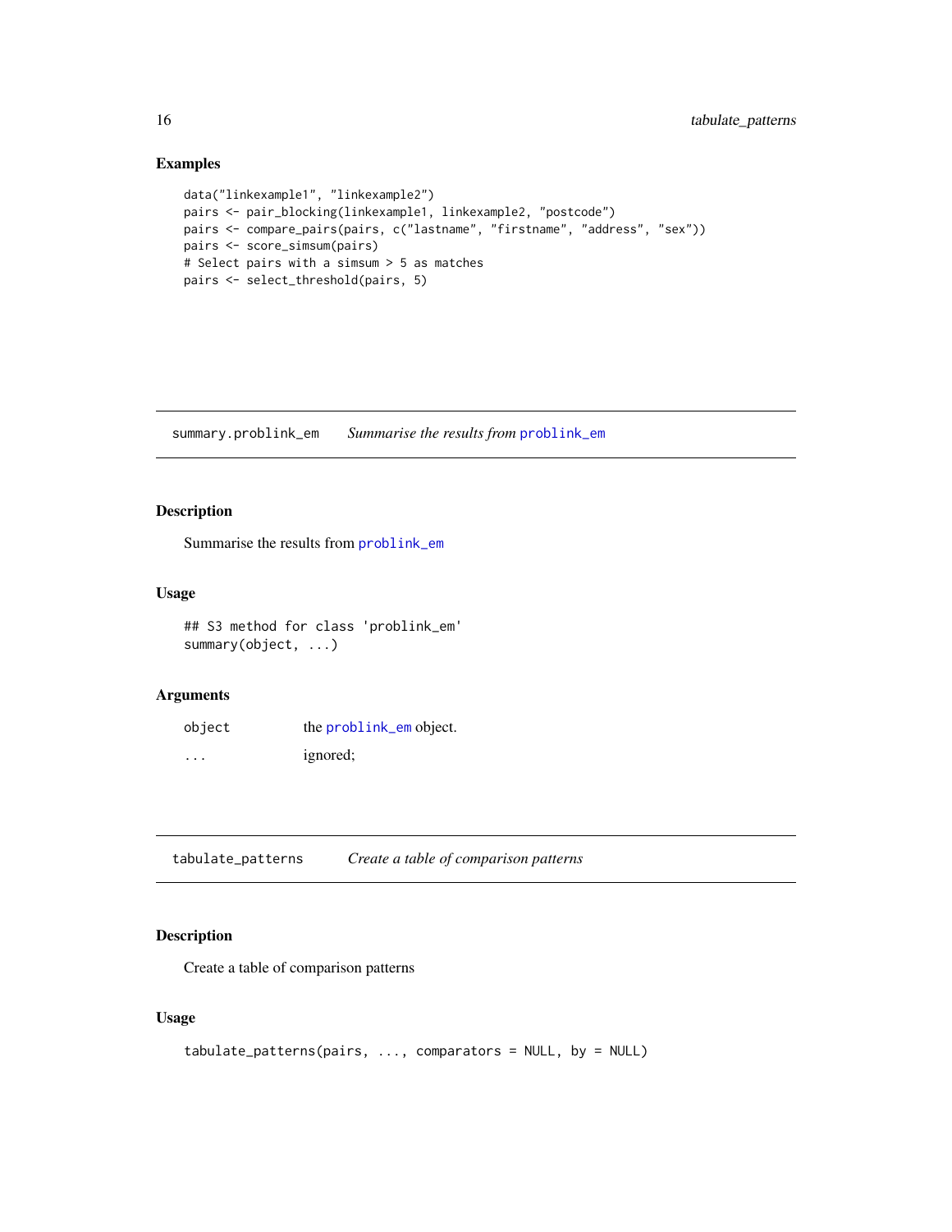### Examples

```
data("linkexample1", "linkexample2")
pairs <- pair_blocking(linkexample1, linkexample2, "postcode")
pairs <- compare_pairs(pairs, c("lastname", "firstname", "address", "sex"))
pairs <- score_simsum(pairs)
# Select pairs with a simsum > 5 as matches
pairs <- select_threshold(pairs, 5)
```

---

## summary.problink_em *Summarise the results from problink_em*

---

### Description

Summarise the results from problink_em

### Usage

```
## S3 method for class 'problink_em'
summary(object, ...)
```

### Arguments

| | |
|---|---|
| object | the problink_em object. |
| ... | ignored; |

---

## tabulate_patterns *Create a table of comparison patterns*

---

### Description

Create a table of comparison patterns

### Usage

```
tabulate_patterns(pairs, ..., comparators = NULL, by = NULL)
```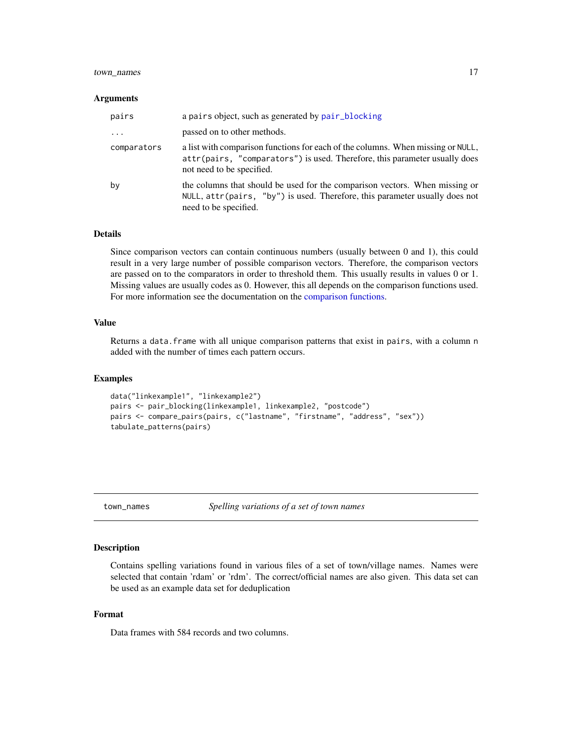### Arguments

| | |
|---|---|
| `pairs` | a `pairs` object, such as generated by `pair_blocking` |
| `...` | passed on to other methods. |
| `comparators` | a list with comparison functions for each of the columns. When missing or `NULL`, `attr(pairs, "comparators")` is used. Therefore, this parameter usually does not need to be specified. |
| `by` | the columns that should be used for the comparison vectors. When missing or `NULL`, `attr(pairs, "by")` is used. Therefore, this parameter usually does not need to be specified. |

### Details

Since comparison vectors can contain continuous numbers (usually between 0 and 1), this could result in a very large number of possible comparison vectors. Therefore, the comparison vectors are passed on to the comparators in order to threshold them. This usually results in values 0 or 1. Missing values are usually codes as 0. However, this all depends on the comparison functions used. For more information see the documentation on the comparison functions.

### Value

Returns a `data.frame` with all unique comparison patterns that exist in `pairs`, with a column `n` added with the number of times each pattern occurs.

### Examples

```
data("linkexample1", "linkexample2")
pairs <- pair_blocking(linkexample1, linkexample2, "postcode")
pairs <- compare_pairs(pairs, c("lastname", "firstname", "address", "sex"))
tabulate_patterns(pairs)
```

---

## town_names — *Spelling variations of a set of town names*

### Description

Contains spelling variations found in various files of a set of town/village names. Names were selected that contain 'rdam' or 'rdm'. The correct/official names are also given. This data set can be used as an example data set for deduplication

### Format

Data frames with 584 records and two columns.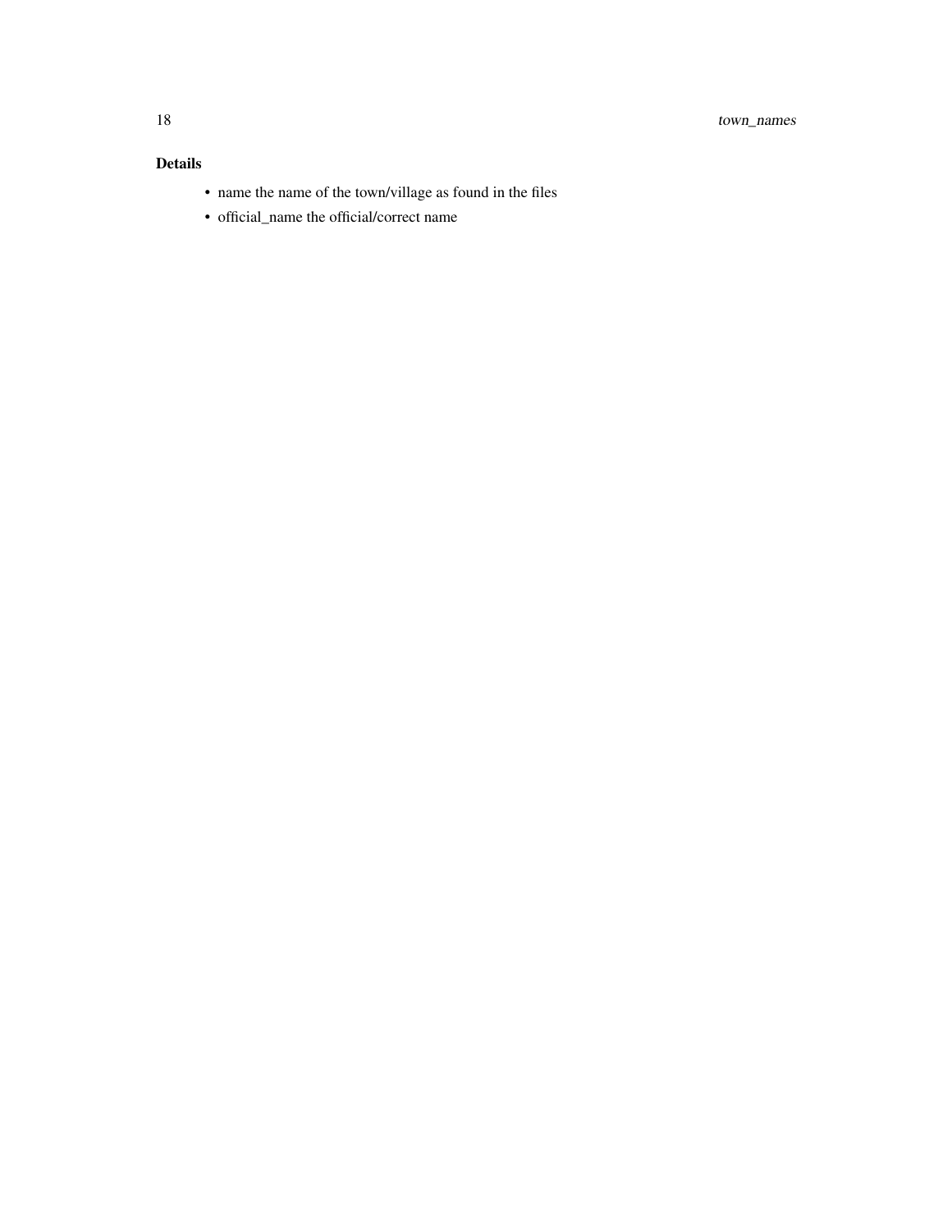### Details

- name the name of the town/village as found in the files
- official_name the official/correct name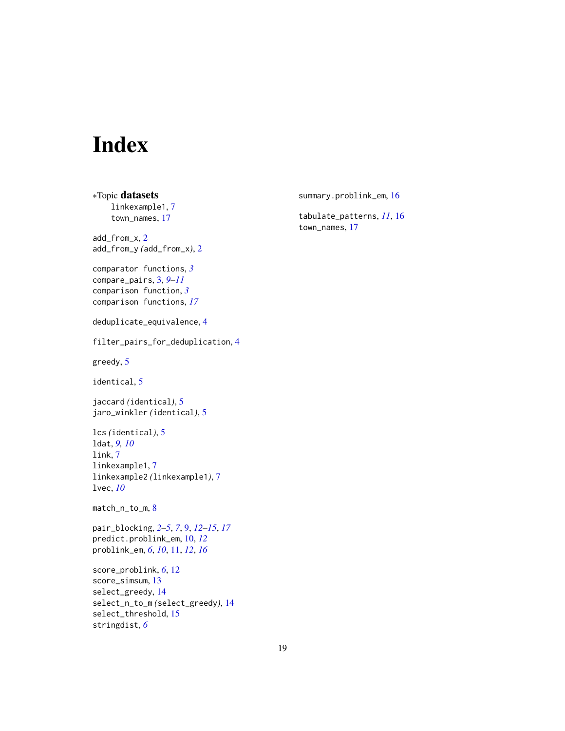# Index

∗Topic **datasets**
linkexample1, 7
town_names, 17

add_from_x, 2
add_from_y (add_from_x), 2

comparator functions, *3*
compare_pairs, 3, *9–11*
comparison function, *3*
comparison functions, *17*

deduplicate_equivalence, 4

filter_pairs_for_deduplication, 4

greedy, 5

identical, 5

jaccard (identical), 5
jaro_winkler (identical), 5

lcs (identical), 5
ldat, *9, 10*
link, 7
linkexample1, 7
linkexample2 (linkexample1), 7
lvec, *10*

match_n_to_m, 8

pair_blocking, *2–5*, *7*, 9, *12–15*, *17*
predict.problink_em, 10, *12*
problink_em, *6*, *10*, 11, *12*, *16*

score_problink, *6*, 12
score_simsum, 13
select_greedy, 14
select_n_to_m (select_greedy), 14
select_threshold, 15
stringdist, *6*

summary.problink_em, 16

tabulate_patterns, *11*, 16
town_names, 17